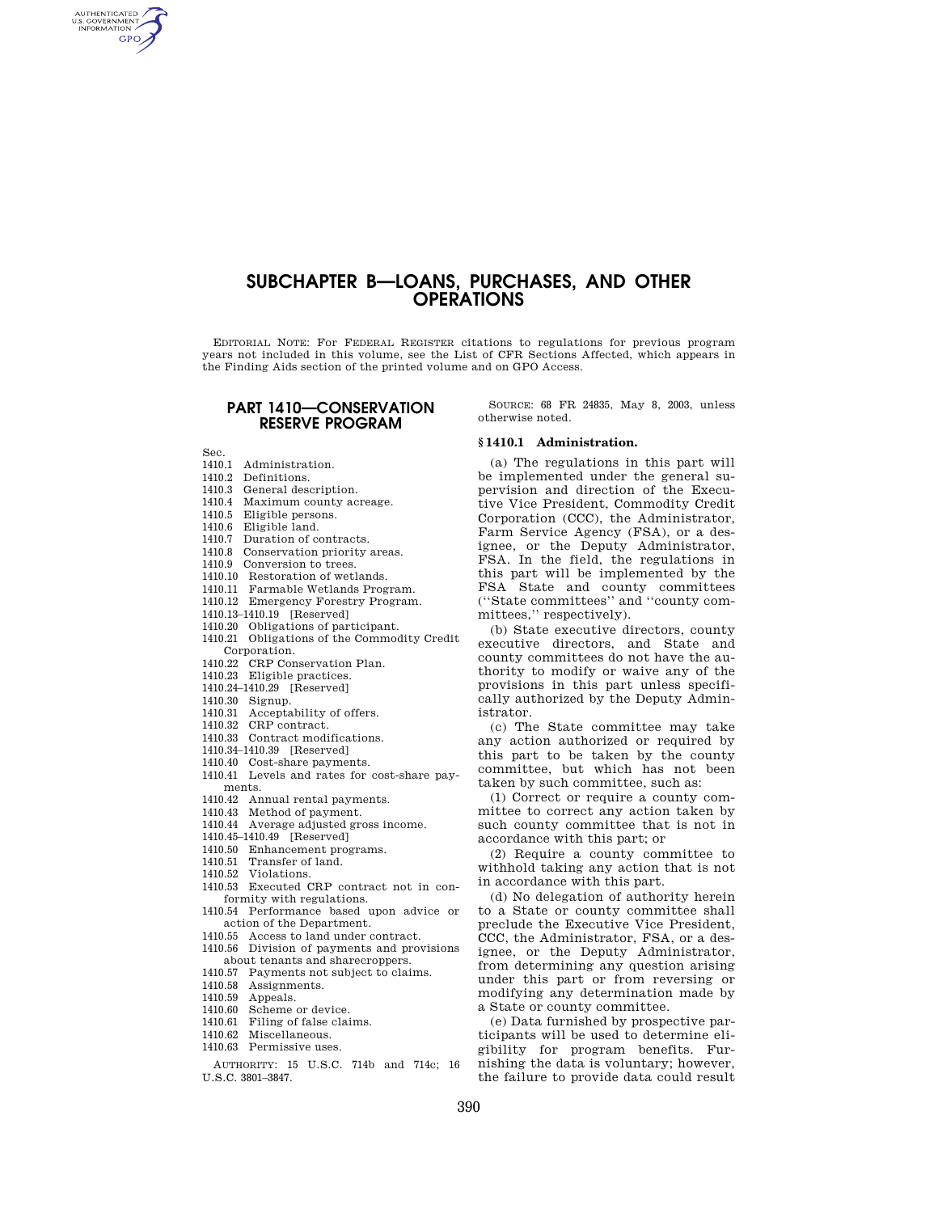# SUBCHAPTER B—LOANS, PURCHASES, AND OTHER OPERATIONS

EDITORIAL NOTE: For FEDERAL REGISTER citations to regulations for previous program years not included in this volume, see the List of CFR Sections Affected, which appears in the Finding Aids section of the printed volume and on GPO Access.

## PART 1410—CONSERVATION RESERVE PROGRAM

Sec.
1410.1 Administration.
1410.2 Definitions.
1410.3 General description.
1410.4 Maximum county acreage.
1410.5 Eligible persons.
1410.6 Eligible land.
1410.7 Duration of contracts.
1410.8 Conservation priority areas.
1410.9 Conversion to trees.
1410.10 Restoration of wetlands.
1410.11 Farmable Wetlands Program.
1410.12 Emergency Forestry Program.
1410.13–1410.19 [Reserved]
1410.20 Obligations of participant.
1410.21 Obligations of the Commodity Credit Corporation.
1410.22 CRP Conservation Plan.
1410.23 Eligible practices.
1410.24–1410.29 [Reserved]
1410.30 Signup.
1410.31 Acceptability of offers.
1410.32 CRP contract.
1410.33 Contract modifications.
1410.34–1410.39 [Reserved]
1410.40 Cost-share payments.
1410.41 Levels and rates for cost-share payments.
1410.42 Annual rental payments.
1410.43 Method of payment.
1410.44 Average adjusted gross income.
1410.45–1410.49 [Reserved]
1410.50 Enhancement programs.
1410.51 Transfer of land.
1410.52 Violations.
1410.53 Executed CRP contract not in conformity with regulations.
1410.54 Performance based upon advice or action of the Department.
1410.55 Access to land under contract.
1410.56 Division of payments and provisions about tenants and sharecroppers.
1410.57 Payments not subject to claims.
1410.58 Assignments.
1410.59 Appeals.
1410.60 Scheme or device.
1410.61 Filing of false claims.
1410.62 Miscellaneous.
1410.63 Permissive uses.

AUTHORITY: 15 U.S.C. 714b and 714c; 16 U.S.C. 3801–3847.

SOURCE: 68 FR 24835, May 8, 2003, unless otherwise noted.

### § 1410.1 Administration.

(a) The regulations in this part will be implemented under the general supervision and direction of the Executive Vice President, Commodity Credit Corporation (CCC), the Administrator, Farm Service Agency (FSA), or a designee, or the Deputy Administrator, FSA. In the field, the regulations in this part will be implemented by the FSA State and county committees (''State committees'' and ''county committees,'' respectively).

(b) State executive directors, county executive directors, and State and county committees do not have the authority to modify or waive any of the provisions in this part unless specifically authorized by the Deputy Administrator.

(c) The State committee may take any action authorized or required by this part to be taken by the county committee, but which has not been taken by such committee, such as:

(1) Correct or require a county committee to correct any action taken by such county committee that is not in accordance with this part; or

(2) Require a county committee to withhold taking any action that is not in accordance with this part.

(d) No delegation of authority herein to a State or county committee shall preclude the Executive Vice President, CCC, the Administrator, FSA, or a designee, or the Deputy Administrator, from determining any question arising under this part or from reversing or modifying any determination made by a State or county committee.

(e) Data furnished by prospective participants will be used to determine eligibility for program benefits. Furnishing the data is voluntary; however, the failure to provide data could result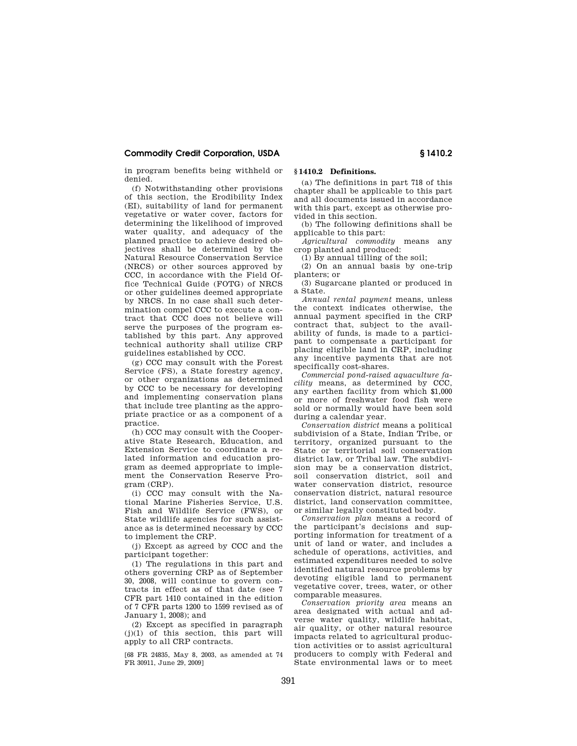in program benefits being withheld or denied.

(f) Notwithstanding other provisions of this section, the Erodibility Index (EI), suitability of land for permanent vegetative or water cover, factors for determining the likelihood of improved water quality, and adequacy of the planned practice to achieve desired objectives shall be determined by the Natural Resource Conservation Service (NRCS) or other sources approved by CCC, in accordance with the Field Office Technical Guide (FOTG) of NRCS or other guidelines deemed appropriate by NRCS. In no case shall such determination compel CCC to execute a contract that CCC does not believe will serve the purposes of the program established by this part. Any approved technical authority shall utilize CRP guidelines established by CCC.

(g) CCC may consult with the Forest Service (FS), a State forestry agency, or other organizations as determined by CCC to be necessary for developing and implementing conservation plans that include tree planting as the appropriate practice or as a component of a practice.

(h) CCC may consult with the Cooperative State Research, Education, and Extension Service to coordinate a related information and education program as deemed appropriate to implement the Conservation Reserve Program (CRP).

(i) CCC may consult with the National Marine Fisheries Service, U.S. Fish and Wildlife Service (FWS), or State wildlife agencies for such assistance as is determined necessary by CCC to implement the CRP.

(j) Except as agreed by CCC and the participant together:

(1) The regulations in this part and others governing CRP as of September 30, 2008, will continue to govern contracts in effect as of that date (see 7 CFR part 1410 contained in the edition of 7 CFR parts 1200 to 1599 revised as of January 1, 2008); and

(2) Except as specified in paragraph (j)(1) of this section, this part will apply to all CRP contracts.

[68 FR 24835, May 8, 2003, as amended at 74 FR 30911, June 29, 2009]

### § 1410.2 Definitions.

(a) The definitions in part 718 of this chapter shall be applicable to this part and all documents issued in accordance with this part, except as otherwise provided in this section.

(b) The following definitions shall be applicable to this part:

*Agricultural commodity* means any crop planted and produced:

(1) By annual tilling of the soil;

(2) On an annual basis by one-trip planters; or

(3) Sugarcane planted or produced in a State.

*Annual rental payment* means, unless the context indicates otherwise, the annual payment specified in the CRP contract that, subject to the availability of funds, is made to a participant to compensate a participant for placing eligible land in CRP, including any incentive payments that are not specifically cost-shares.

*Commercial pond-raised aquaculture facility* means, as determined by CCC, any earthen facility from which $1,000 or more of freshwater food fish were sold or normally would have been sold during a calendar year.

*Conservation district* means a political subdivision of a State, Indian Tribe, or territory, organized pursuant to the State or territorial soil conservation district law, or Tribal law. The subdivision may be a conservation district, soil conservation district, soil and water conservation district, resource conservation district, natural resource district, land conservation committee, or similar legally constituted body.

*Conservation plan* means a record of the participant's decisions and supporting information for treatment of a unit of land or water, and includes a schedule of operations, activities, and estimated expenditures needed to solve identified natural resource problems by devoting eligible land to permanent vegetative cover, trees, water, or other comparable measures.

*Conservation priority area* means an area designated with actual and adverse water quality, wildlife habitat, air quality, or other natural resource impacts related to agricultural production activities or to assist agricultural producers to comply with Federal and State environmental laws or to meet